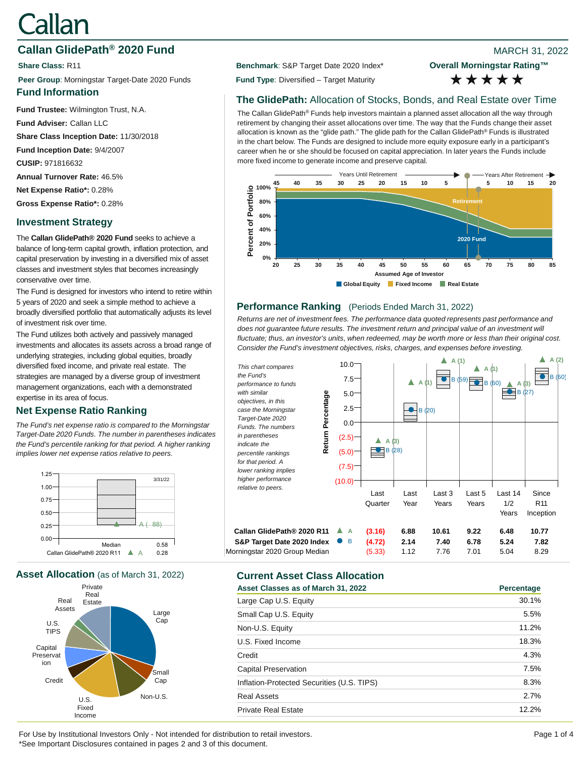Callan

# Callan GlidePath® 2020 Fund

MARCH 31, 2022

**Share Class:** R11

**Peer Group**: Morningstar Target-Date 2020 Funds

**Benchmark**: S&P Target Date 2020 Index*

**Fund Type**: Diversified – Target Maturity

**Overall Morningstar Rating™**

★★★★★

## Fund Information

**Fund Trustee:** Wilmington Trust, N.A.

**Fund Adviser:** Callan LLC

**Share Class Inception Date:** 11/30/2018

**Fund Inception Date:** 9/4/2007

**CUSIP:** 971816632

**Annual Turnover Rate:** 46.5%

**Net Expense Ratio*:** 0.28%

**Gross Expense Ratio*:** 0.28%

## Investment Strategy

The **Callan GlidePath® 2020 Fund** seeks to achieve a balance of long-term capital growth, inflation protection, and capital preservation by investing in a diversified mix of asset classes and investment styles that becomes increasingly conservative over time.

The Fund is designed for investors who intend to retire within 5 years of 2020 and seek a simple method to achieve a broadly diversified portfolio that automatically adjusts its level of investment risk over time.

The Fund utilizes both actively and passively managed investments and allocates its assets across a broad range of underlying strategies, including global equities, broadly diversified fixed income, and private real estate. The strategies are managed by a diverse group of investment management organizations, each with a demonstrated expertise in its area of focus.

## Net Expense Ratio Ranking

*The Fund's net expense ratio is compared to the Morningstar Target-Date 2020 Funds. The number in parentheses indicates the Fund's percentile ranking for that period. A higher ranking implies lower net expense ratios relative to peers.*

1.25
1.00
0.75
0.50
0.25
0.00
3/31/22
A ( 88)
Median 0.58
Callan GlidePath® 2020 R11 A 0.28

## The GlidePath: Allocation of Stocks, Bonds, and Real Estate over Time

The Callan GlidePath® Funds help investors maintain a planned asset allocation all the way through retirement by changing their asset allocations over time. The way that the Funds change their asset allocation is known as the "glide path." The glide path for the Callan GlidePath® Funds is illustrated in the chart below. The Funds are designed to include more equity exposure early in a participant's career when he or she should be focused on capital appreciation. In later years the Funds include more fixed income to generate income and preserve capital.

Years Until Retirement — Years After Retirement
45 40 35 30 25 20 15 10 5 — 5 10 15 20
Percent of Portfolio: 100% 80% 60% 40% 20% 0%
Retirement
2020 Fund
20 25 30 35 40 45 50 55 60 65 70 75 80 85
Assumed Age of Investor
Global Equity | Fixed Income | Real Estate

## Performance Ranking (Periods Ended March 31, 2022)

*Returns are net of investment fees. The performance data quoted represents past performance and does not guarantee future results. The investment return and principal value of an investment will fluctuate; thus, an investor's units, when redeemed, may be worth more or less than their original cost. Consider the Fund's investment objectives, risks, charges, and expenses before investing.*

*This chart compares the Fund's performance to funds with similar objectives, in this case the Morningstar Target-Date 2020 Funds. The numbers in parentheses indicate the percentile rankings for that period. A lower ranking implies higher performance relative to peers.*

Return Percentage
10.0, 7.5, 5.0, 2.5, 0.0, (2.5), (5.0), (7.5), (10.0)
Last Quarter: A (3), B (28)
Last Year: A (1), B (20)
Last 3 Years: A (1), B (59)
Last 5 Years: A (1), B (60)
Last 14 1/2 Years: A (3), B (27)
Since R11 Inception: A (2), B (60)

| | | Last Quarter | Last Year | Last 3 Years | Last 5 Years | Last 14 1/2 Years | Since R11 Inception |
|---|---|---|---|---|---|---|---|
| **Callan GlidePath® 2020 R11** | A | **(3.16)** | **6.88** | **10.61** | **9.22** | **6.48** | **10.77** |
| **S&P Target Date 2020 Index** | B | **(4.72)** | **2.14** | **7.40** | **6.78** | **5.24** | **7.82** |
| Morningstar 2020 Group Median | | (5.33) | 1.12 | 7.76 | 7.01 | 5.04 | 8.29 |

## Asset Allocation (as of March 31, 2022)

Large Cap, Small Cap, Non-U.S., U.S. Fixed Income, Credit, Capital Preservation, U.S. TIPS, Real Assets, Private Real Estate

## Current Asset Class Allocation

| Asset Classes as of March 31, 2022 | Percentage |
|---|---|
| Large Cap U.S. Equity | 30.1% |
| Small Cap U.S. Equity | 5.5% |
| Non-U.S. Equity | 11.2% |
| U.S. Fixed Income | 18.3% |
| Credit | 4.3% |
| Capital Preservation | 7.5% |
| Inflation-Protected Securities (U.S. TIPS) | 8.3% |
| Real Assets | 2.7% |
| Private Real Estate | 12.2% |

For Use by Institutional Investors Only - Not intended for distribution to retail investors.
*See Important Disclosures contained in pages 2 and 3 of this document.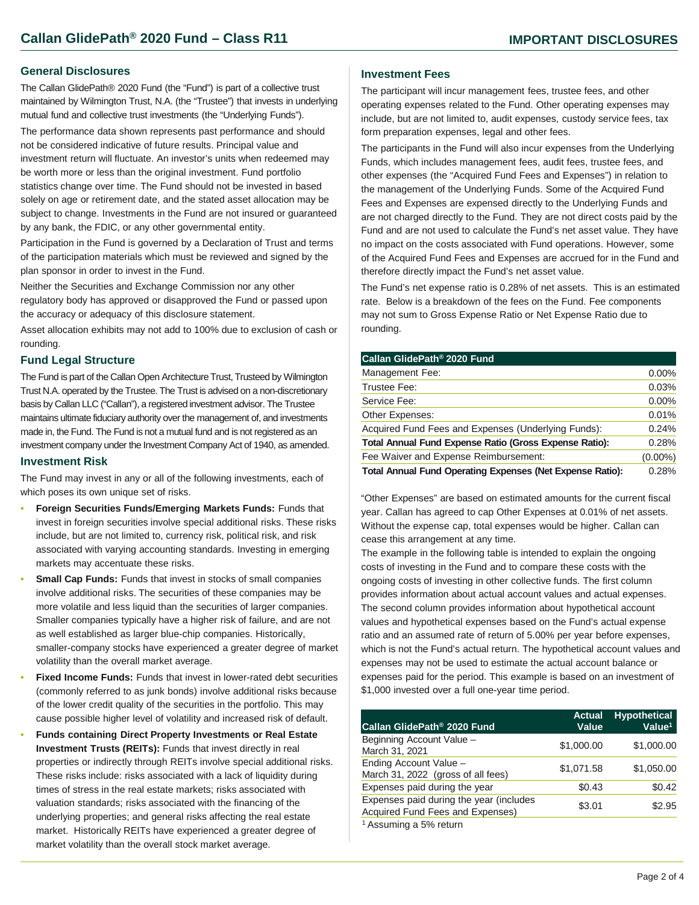# Callan GlidePath® 2020 Fund – Class R11

## IMPORTANT DISCLOSURES

### General Disclosures

The Callan GlidePath® 2020 Fund (the "Fund") is part of a collective trust maintained by Wilmington Trust, N.A. (the "Trustee") that invests in underlying mutual fund and collective trust investments (the "Underlying Funds").

The performance data shown represents past performance and should not be considered indicative of future results. Principal value and investment return will fluctuate. An investor's units when redeemed may be worth more or less than the original investment. Fund portfolio statistics change over time. The Fund should not be invested in based solely on age or retirement date, and the stated asset allocation may be subject to change. Investments in the Fund are not insured or guaranteed by any bank, the FDIC, or any other governmental entity.

Participation in the Fund is governed by a Declaration of Trust and terms of the participation materials which must be reviewed and signed by the plan sponsor in order to invest in the Fund.

Neither the Securities and Exchange Commission nor any other regulatory body has approved or disapproved the Fund or passed upon the accuracy or adequacy of this disclosure statement.

Asset allocation exhibits may not add to 100% due to exclusion of cash or rounding.

### Fund Legal Structure

The Fund is part of the Callan Open Architecture Trust, Trusteed by Wilmington Trust N.A. operated by the Trustee. The Trust is advised on a non-discretionary basis by Callan LLC ("Callan"), a registered investment advisor. The Trustee maintains ultimate fiduciary authority over the management of, and investments made in, the Fund. The Fund is not a mutual fund and is not registered as an investment company under the Investment Company Act of 1940, as amended.

### Investment Risk

The Fund may invest in any or all of the following investments, each of which poses its own unique set of risks.

- **Foreign Securities Funds/Emerging Markets Funds:** Funds that invest in foreign securities involve special additional risks. These risks include, but are not limited to, currency risk, political risk, and risk associated with varying accounting standards. Investing in emerging markets may accentuate these risks.
- **Small Cap Funds:** Funds that invest in stocks of small companies involve additional risks. The securities of these companies may be more volatile and less liquid than the securities of larger companies. Smaller companies typically have a higher risk of failure, and are not as well established as larger blue-chip companies. Historically, smaller-company stocks have experienced a greater degree of market volatility than the overall market average.
- **Fixed Income Funds:** Funds that invest in lower-rated debt securities (commonly referred to as junk bonds) involve additional risks because of the lower credit quality of the securities in the portfolio. This may cause possible higher level of volatility and increased risk of default.
- **Funds containing Direct Property Investments or Real Estate Investment Trusts (REITs):** Funds that invest directly in real properties or indirectly through REITs involve special additional risks. These risks include: risks associated with a lack of liquidity during times of stress in the real estate markets; risks associated with valuation standards; risks associated with the financing of the underlying properties; and general risks affecting the real estate market. Historically REITs have experienced a greater degree of market volatility than the overall stock market average.

### Investment Fees

The participant will incur management fees, trustee fees, and other operating expenses related to the Fund. Other operating expenses may include, but are not limited to, audit expenses, custody service fees, tax form preparation expenses, legal and other fees.

The participants in the Fund will also incur expenses from the Underlying Funds, which includes management fees, audit fees, trustee fees, and other expenses (the "Acquired Fund Fees and Expenses") in relation to the management of the Underlying Funds. Some of the Acquired Fund Fees and Expenses are expensed directly to the Underlying Funds and are not charged directly to the Fund. They are not direct costs paid by the Fund and are not used to calculate the Fund's net asset value. They have no impact on the costs associated with Fund operations. However, some of the Acquired Fund Fees and Expenses are accrued for in the Fund and therefore directly impact the Fund's net asset value.

The Fund's net expense ratio is 0.28% of net assets. This is an estimated rate. Below is a breakdown of the fees on the Fund. Fee components may not sum to Gross Expense Ratio or Net Expense Ratio due to rounding.

| Callan GlidePath® 2020 Fund | |
|---|---|
| Management Fee: | 0.00% |
| Trustee Fee: | 0.03% |
| Service Fee: | 0.00% |
| Other Expenses: | 0.01% |
| Acquired Fund Fees and Expenses (Underlying Funds): | 0.24% |
| **Total Annual Fund Expense Ratio (Gross Expense Ratio):** | 0.28% |
| Fee Waiver and Expense Reimbursement: | (0.00%) |
| **Total Annual Fund Operating Expenses (Net Expense Ratio):** | 0.28% |

"Other Expenses" are based on estimated amounts for the current fiscal year. Callan has agreed to cap Other Expenses at 0.01% of net assets. Without the expense cap, total expenses would be higher. Callan can cease this arrangement at any time.

The example in the following table is intended to explain the ongoing costs of investing in the Fund and to compare these costs with the ongoing costs of investing in other collective funds. The first column provides information about actual account values and actual expenses. The second column provides information about hypothetical account values and hypothetical expenses based on the Fund's actual expense ratio and an assumed rate of return of 5.00% per year before expenses, which is not the Fund's actual return. The hypothetical account values and expenses may not be used to estimate the actual account balance or expenses paid for the period. This example is based on an investment of $1,000 invested over a full one-year time period.

| Callan GlidePath® 2020 Fund | Actual Value | Hypothetical Value[1] |
|---|---|---|
| Beginning Account Value – March 31, 2021 | $1,000.00 | $1,000.00 |
| Ending Account Value – March 31, 2022 (gross of all fees) | $1,071.58 | $1,050.00 |
| Expenses paid during the year | $0.43 | $0.42 |
| Expenses paid during the year (includes Acquired Fund Fees and Expenses) | $3.01 | $2.95 |

[1] Assuming a 5% return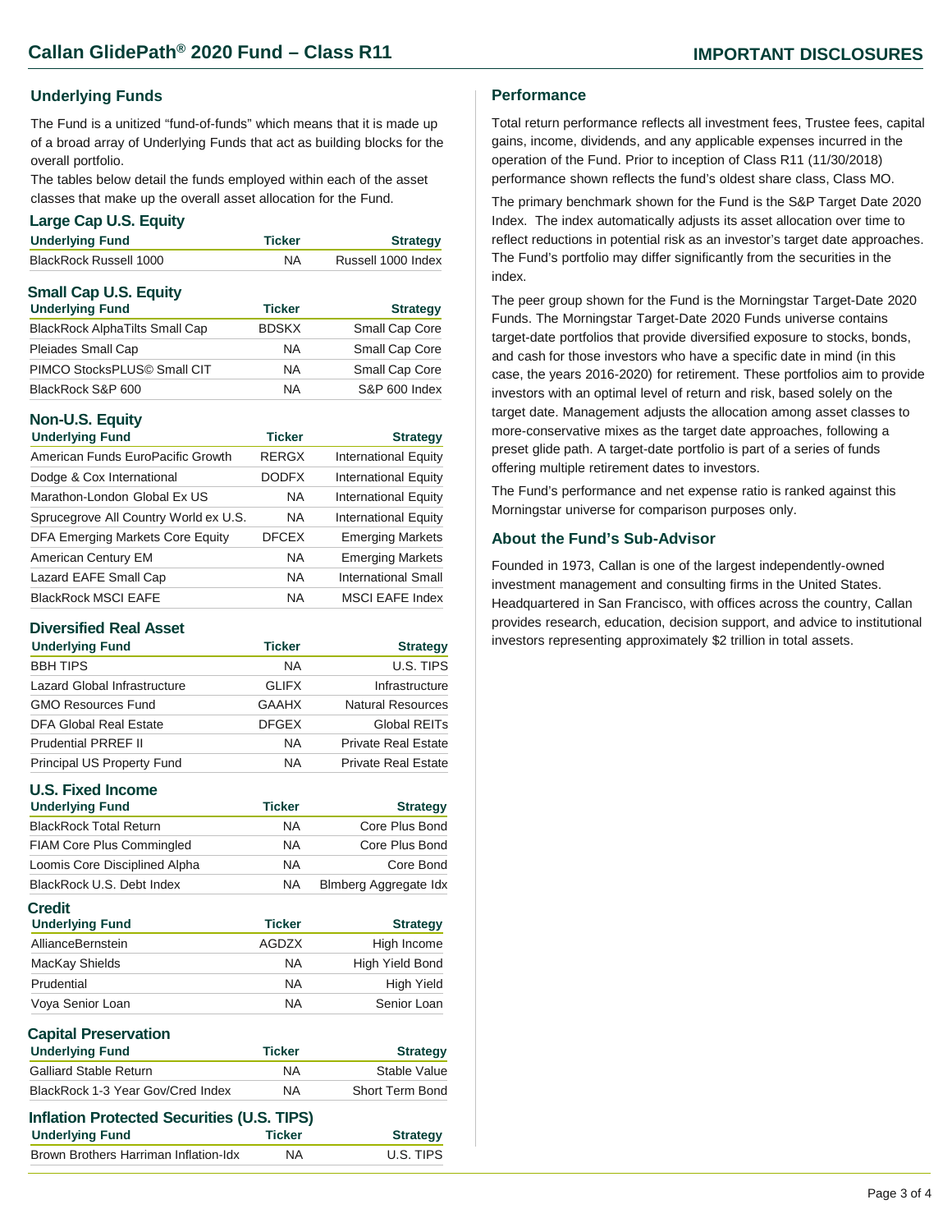# Callan GlidePath® 2020 Fund – Class R11

## IMPORTANT DISCLOSURES

### Underlying Funds

The Fund is a unitized "fund-of-funds" which means that it is made up of a broad array of Underlying Funds that act as building blocks for the overall portfolio.

The tables below detail the funds employed within each of the asset classes that make up the overall asset allocation for the Fund.

#### Large Cap U.S. Equity

| Underlying Fund | Ticker | Strategy |
|---|---|---|
| BlackRock Russell 1000 | NA | Russell 1000 Index |

#### Small Cap U.S. Equity

| Underlying Fund | Ticker | Strategy |
|---|---|---|
| BlackRock AlphaTilts Small Cap | BDSKX | Small Cap Core |
| Pleiades Small Cap | NA | Small Cap Core |
| PIMCO StocksPLUS© Small CIT | NA | Small Cap Core |
| BlackRock S&P 600 | NA | S&P 600 Index |

#### Non-U.S. Equity

| Underlying Fund | Ticker | Strategy |
|---|---|---|
| American Funds EuroPacific Growth | RERGX | International Equity |
| Dodge & Cox International | DODFX | International Equity |
| Marathon-London Global Ex US | NA | International Equity |
| Sprucegrove All Country World ex U.S. | NA | International Equity |
| DFA Emerging Markets Core Equity | DFCEX | Emerging Markets |
| American Century EM | NA | Emerging Markets |
| Lazard EAFE Small Cap | NA | International Small |
| BlackRock MSCI EAFE | NA | MSCI EAFE Index |

#### Diversified Real Asset

| Underlying Fund | Ticker | Strategy |
|---|---|---|
| BBH TIPS | NA | U.S. TIPS |
| Lazard Global Infrastructure | GLIFX | Infrastructure |
| GMO Resources Fund | GAAHX | Natural Resources |
| DFA Global Real Estate | DFGEX | Global REITs |
| Prudential PRREF II | NA | Private Real Estate |
| Principal US Property Fund | NA | Private Real Estate |

#### U.S. Fixed Income

| Underlying Fund | Ticker | Strategy |
|---|---|---|
| BlackRock Total Return | NA | Core Plus Bond |
| FIAM Core Plus Commingled | NA | Core Plus Bond |
| Loomis Core Disciplined Alpha | NA | Core Bond |
| BlackRock U.S. Debt Index | NA | Blmberg Aggregate Idx |

#### Credit

| Underlying Fund | Ticker | Strategy |
|---|---|---|
| AllianceBernstein | AGDZX | High Income |
| MacKay Shields | NA | High Yield Bond |
| Prudential | NA | High Yield |
| Voya Senior Loan | NA | Senior Loan |

#### Capital Preservation

| Underlying Fund | Ticker | Strategy |
|---|---|---|
| Galliard Stable Return | NA | Stable Value |
| BlackRock 1-3 Year Gov/Cred Index | NA | Short Term Bond |

#### Inflation Protected Securities (U.S. TIPS)

| Underlying Fund | Ticker | Strategy |
|---|---|---|
| Brown Brothers Harriman Inflation-Idx | NA | U.S. TIPS |

### Performance

Total return performance reflects all investment fees, Trustee fees, capital gains, income, dividends, and any applicable expenses incurred in the operation of the Fund. Prior to inception of Class R11 (11/30/2018) performance shown reflects the fund's oldest share class, Class MO.

The primary benchmark shown for the Fund is the S&P Target Date 2020 Index. The index automatically adjusts its asset allocation over time to reflect reductions in potential risk as an investor's target date approaches. The Fund's portfolio may differ significantly from the securities in the index.

The peer group shown for the Fund is the Morningstar Target-Date 2020 Funds. The Morningstar Target-Date 2020 Funds universe contains target-date portfolios that provide diversified exposure to stocks, bonds, and cash for those investors who have a specific date in mind (in this case, the years 2016-2020) for retirement. These portfolios aim to provide investors with an optimal level of return and risk, based solely on the target date. Management adjusts the allocation among asset classes to more-conservative mixes as the target date approaches, following a preset glide path. A target-date portfolio is part of a series of funds offering multiple retirement dates to investors.

The Fund's performance and net expense ratio is ranked against this Morningstar universe for comparison purposes only.

### About the Fund's Sub-Advisor

Founded in 1973, Callan is one of the largest independently-owned investment management and consulting firms in the United States. Headquartered in San Francisco, with offices across the country, Callan provides research, education, decision support, and advice to institutional investors representing approximately $2 trillion in total assets.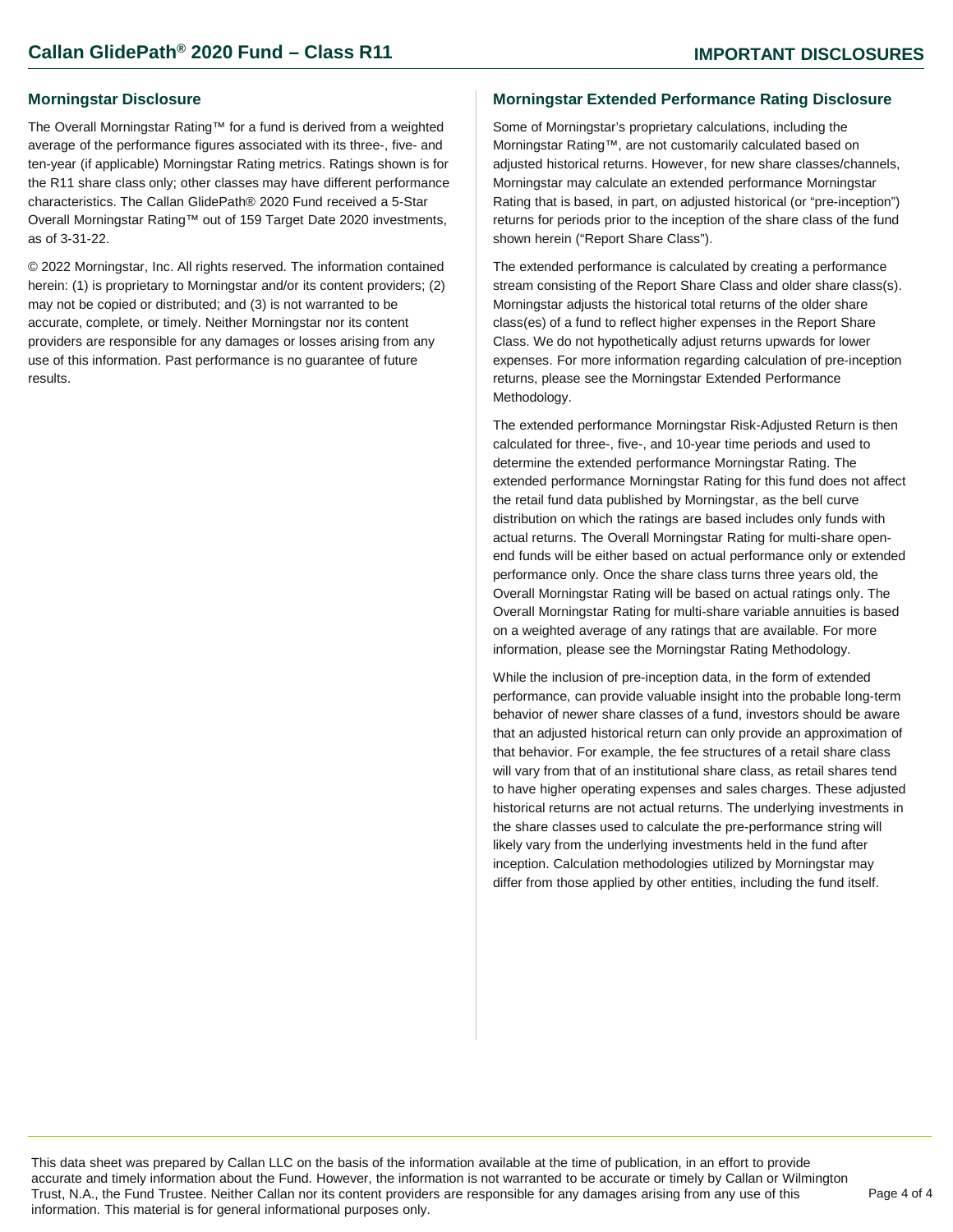## Morningstar Disclosure

The Overall Morningstar Rating™ for a fund is derived from a weighted average of the performance figures associated with its three-, five- and ten-year (if applicable) Morningstar Rating metrics. Ratings shown is for the R11 share class only; other classes may have different performance characteristics. The Callan GlidePath® 2020 Fund received a 5-Star Overall Morningstar Rating™ out of 159 Target Date 2020 investments, as of 3-31-22.

© 2022 Morningstar, Inc. All rights reserved. The information contained herein: (1) is proprietary to Morningstar and/or its content providers; (2) may not be copied or distributed; and (3) is not warranted to be accurate, complete, or timely. Neither Morningstar nor its content providers are responsible for any damages or losses arising from any use of this information. Past performance is no guarantee of future results.

## Morningstar Extended Performance Rating Disclosure

Some of Morningstar's proprietary calculations, including the Morningstar Rating™, are not customarily calculated based on adjusted historical returns. However, for new share classes/channels, Morningstar may calculate an extended performance Morningstar Rating that is based, in part, on adjusted historical (or "pre-inception") returns for periods prior to the inception of the share class of the fund shown herein ("Report Share Class").

The extended performance is calculated by creating a performance stream consisting of the Report Share Class and older share class(s). Morningstar adjusts the historical total returns of the older share class(es) of a fund to reflect higher expenses in the Report Share Class. We do not hypothetically adjust returns upwards for lower expenses. For more information regarding calculation of pre-inception returns, please see the Morningstar Extended Performance Methodology.

The extended performance Morningstar Risk-Adjusted Return is then calculated for three-, five-, and 10-year time periods and used to determine the extended performance Morningstar Rating. The extended performance Morningstar Rating for this fund does not affect the retail fund data published by Morningstar, as the bell curve distribution on which the ratings are based includes only funds with actual returns. The Overall Morningstar Rating for multi-share open-end funds will be either based on actual performance only or extended performance only. Once the share class turns three years old, the Overall Morningstar Rating will be based on actual ratings only. The Overall Morningstar Rating for multi-share variable annuities is based on a weighted average of any ratings that are available. For more information, please see the Morningstar Rating Methodology.

While the inclusion of pre-inception data, in the form of extended performance, can provide valuable insight into the probable long-term behavior of newer share classes of a fund, investors should be aware that an adjusted historical return can only provide an approximation of that behavior. For example, the fee structures of a retail share class will vary from that of an institutional share class, as retail shares tend to have higher operating expenses and sales charges. These adjusted historical returns are not actual returns. The underlying investments in the share classes used to calculate the pre-performance string will likely vary from the underlying investments held in the fund after inception. Calculation methodologies utilized by Morningstar may differ from those applied by other entities, including the fund itself.

This data sheet was prepared by Callan LLC on the basis of the information available at the time of publication, in an effort to provide accurate and timely information about the Fund. However, the information is not warranted to be accurate or timely by Callan or Wilmington Trust, N.A., the Fund Trustee. Neither Callan nor its content providers are responsible for any damages arising from any use of this information. This material is for general informational purposes only.